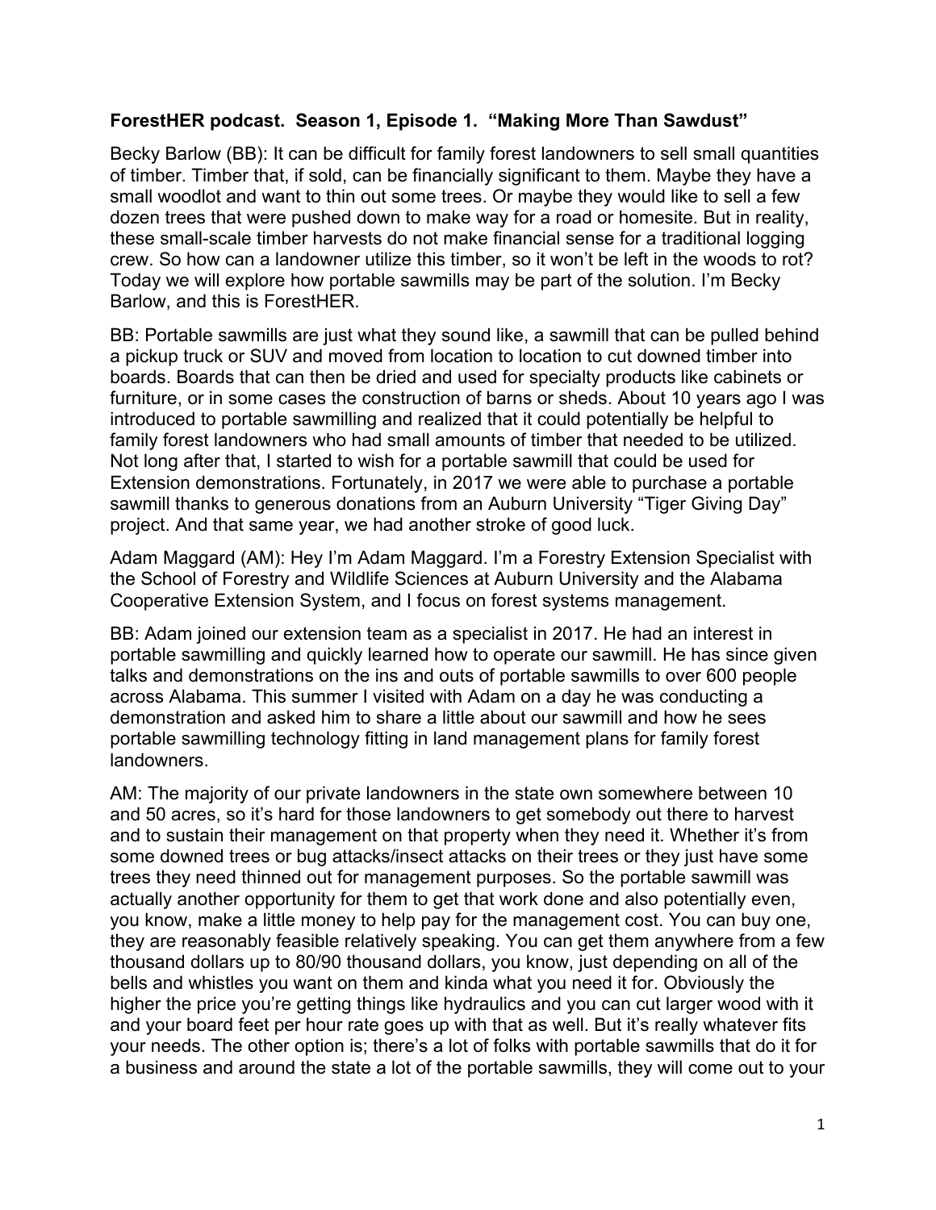**ForestHER podcast. Season 1, Episode 1. "Making More Than Sawdust"**

Becky Barlow (BB): It can be difficult for family forest landowners to sell small quantities of timber. Timber that, if sold, can be financially significant to them. Maybe they have a small woodlot and want to thin out some trees. Or maybe they would like to sell a few dozen trees that were pushed down to make way for a road or homesite. But in reality, these small-scale timber harvests do not make financial sense for a traditional logging crew. So how can a landowner utilize this timber, so it won't be left in the woods to rot? Today we will explore how portable sawmills may be part of the solution. I'm Becky Barlow, and this is ForestHER.

BB: Portable sawmills are just what they sound like, a sawmill that can be pulled behind a pickup truck or SUV and moved from location to location to cut downed timber into boards. Boards that can then be dried and used for specialty products like cabinets or furniture, or in some cases the construction of barns or sheds. About 10 years ago I was introduced to portable sawmilling and realized that it could potentially be helpful to family forest landowners who had small amounts of timber that needed to be utilized. Not long after that, I started to wish for a portable sawmill that could be used for Extension demonstrations. Fortunately, in 2017 we were able to purchase a portable sawmill thanks to generous donations from an Auburn University "Tiger Giving Day" project. And that same year, we had another stroke of good luck.

Adam Maggard (AM): Hey I'm Adam Maggard. I'm a Forestry Extension Specialist with the School of Forestry and Wildlife Sciences at Auburn University and the Alabama Cooperative Extension System, and I focus on forest systems management.

BB: Adam joined our extension team as a specialist in 2017. He had an interest in portable sawmilling and quickly learned how to operate our sawmill. He has since given talks and demonstrations on the ins and outs of portable sawmills to over 600 people across Alabama. This summer I visited with Adam on a day he was conducting a demonstration and asked him to share a little about our sawmill and how he sees portable sawmilling technology fitting in land management plans for family forest landowners.

AM: The majority of our private landowners in the state own somewhere between 10 and 50 acres, so it's hard for those landowners to get somebody out there to harvest and to sustain their management on that property when they need it. Whether it's from some downed trees or bug attacks/insect attacks on their trees or they just have some trees they need thinned out for management purposes. So the portable sawmill was actually another opportunity for them to get that work done and also potentially even, you know, make a little money to help pay for the management cost. You can buy one, they are reasonably feasible relatively speaking. You can get them anywhere from a few thousand dollars up to 80/90 thousand dollars, you know, just depending on all of the bells and whistles you want on them and kinda what you need it for. Obviously the higher the price you're getting things like hydraulics and you can cut larger wood with it and your board feet per hour rate goes up with that as well. But it's really whatever fits your needs. The other option is; there's a lot of folks with portable sawmills that do it for a business and around the state a lot of the portable sawmills, they will come out to your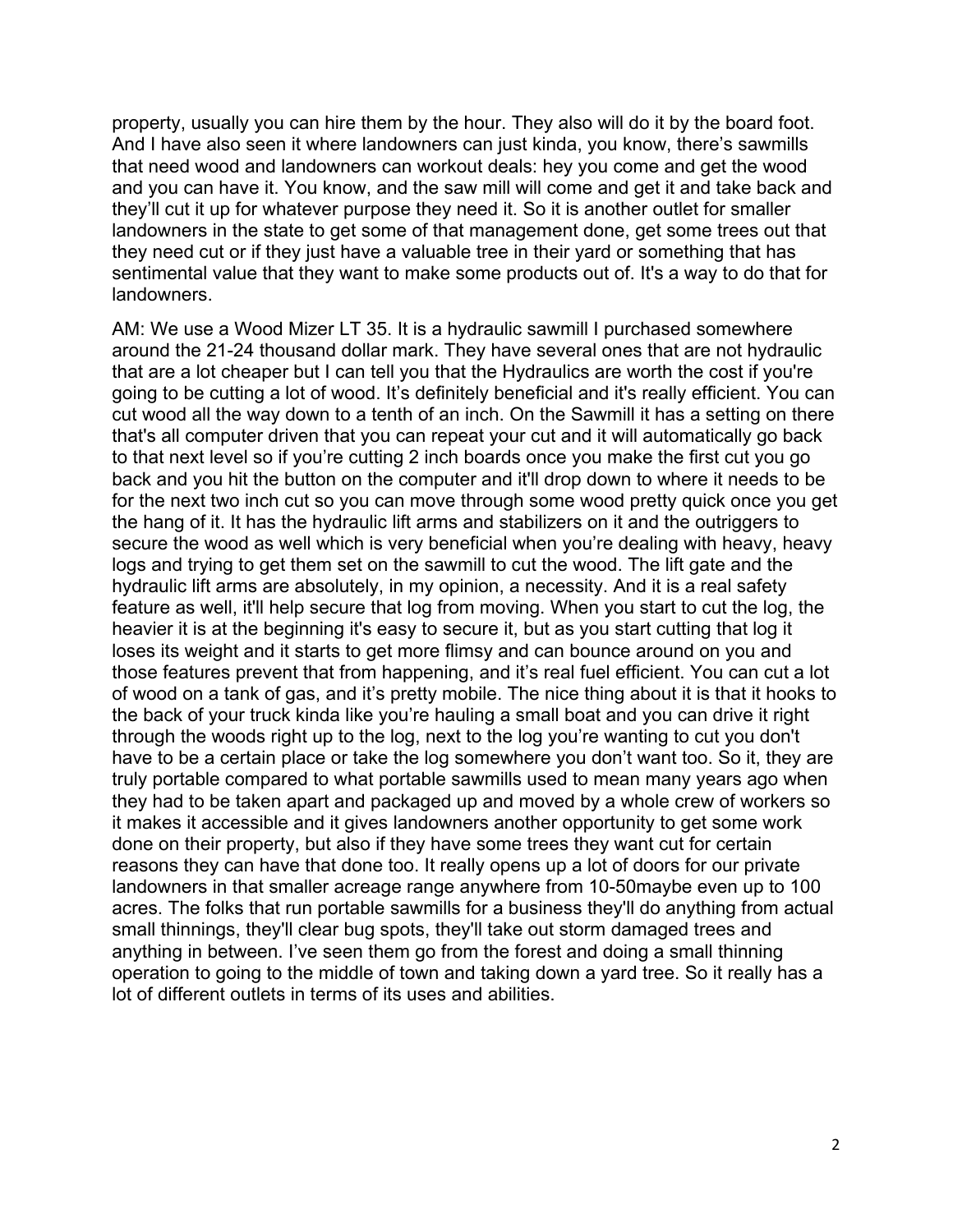property, usually you can hire them by the hour. They also will do it by the board foot. And I have also seen it where landowners can just kinda, you know, there's sawmills that need wood and landowners can workout deals: hey you come and get the wood and you can have it. You know, and the saw mill will come and get it and take back and they'll cut it up for whatever purpose they need it. So it is another outlet for smaller landowners in the state to get some of that management done, get some trees out that they need cut or if they just have a valuable tree in their yard or something that has sentimental value that they want to make some products out of. It's a way to do that for landowners.

AM: We use a Wood Mizer LT 35. It is a hydraulic sawmill I purchased somewhere around the 21-24 thousand dollar mark. They have several ones that are not hydraulic that are a lot cheaper but I can tell you that the Hydraulics are worth the cost if you're going to be cutting a lot of wood. It's definitely beneficial and it's really efficient. You can cut wood all the way down to a tenth of an inch. On the Sawmill it has a setting on there that's all computer driven that you can repeat your cut and it will automatically go back to that next level so if you're cutting 2 inch boards once you make the first cut you go back and you hit the button on the computer and it'll drop down to where it needs to be for the next two inch cut so you can move through some wood pretty quick once you get the hang of it. It has the hydraulic lift arms and stabilizers on it and the outriggers to secure the wood as well which is very beneficial when you're dealing with heavy, heavy logs and trying to get them set on the sawmill to cut the wood. The lift gate and the hydraulic lift arms are absolutely, in my opinion, a necessity. And it is a real safety feature as well, it'll help secure that log from moving. When you start to cut the log, the heavier it is at the beginning it's easy to secure it, but as you start cutting that log it loses its weight and it starts to get more flimsy and can bounce around on you and those features prevent that from happening, and it's real fuel efficient. You can cut a lot of wood on a tank of gas, and it's pretty mobile. The nice thing about it is that it hooks to the back of your truck kinda like you're hauling a small boat and you can drive it right through the woods right up to the log, next to the log you're wanting to cut you don't have to be a certain place or take the log somewhere you don't want too. So it, they are truly portable compared to what portable sawmills used to mean many years ago when they had to be taken apart and packaged up and moved by a whole crew of workers so it makes it accessible and it gives landowners another opportunity to get some work done on their property, but also if they have some trees they want cut for certain reasons they can have that done too. It really opens up a lot of doors for our private landowners in that smaller acreage range anywhere from 10-50maybe even up to 100 acres. The folks that run portable sawmills for a business they'll do anything from actual small thinnings, they'll clear bug spots, they'll take out storm damaged trees and anything in between. I've seen them go from the forest and doing a small thinning operation to going to the middle of town and taking down a yard tree. So it really has a lot of different outlets in terms of its uses and abilities.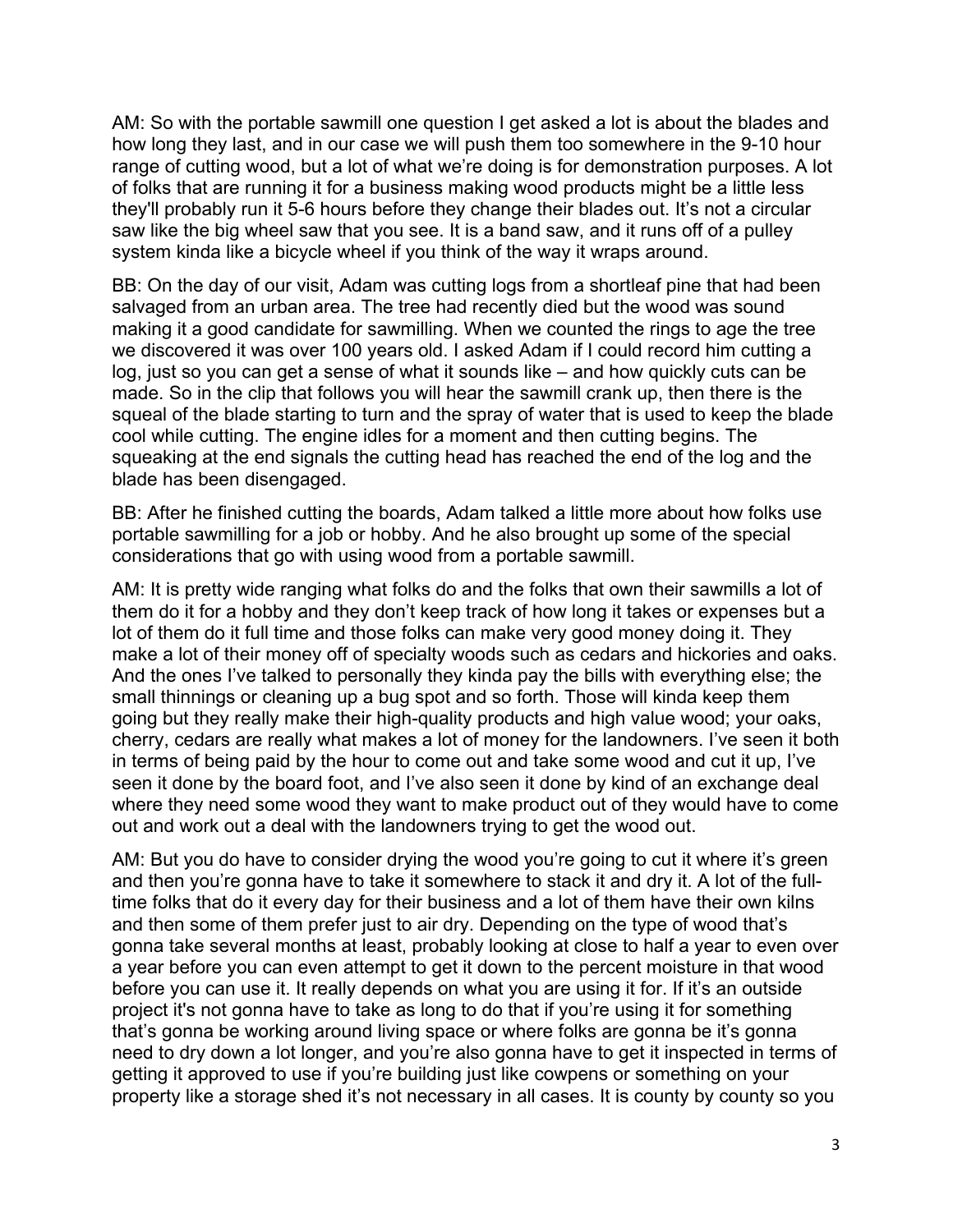AM: So with the portable sawmill one question I get asked a lot is about the blades and how long they last, and in our case we will push them too somewhere in the 9-10 hour range of cutting wood, but a lot of what we're doing is for demonstration purposes. A lot of folks that are running it for a business making wood products might be a little less they'll probably run it 5-6 hours before they change their blades out. It's not a circular saw like the big wheel saw that you see. It is a band saw, and it runs off of a pulley system kinda like a bicycle wheel if you think of the way it wraps around.

BB: On the day of our visit, Adam was cutting logs from a shortleaf pine that had been salvaged from an urban area. The tree had recently died but the wood was sound making it a good candidate for sawmilling. When we counted the rings to age the tree we discovered it was over 100 years old. I asked Adam if I could record him cutting a log, just so you can get a sense of what it sounds like – and how quickly cuts can be made. So in the clip that follows you will hear the sawmill crank up, then there is the squeal of the blade starting to turn and the spray of water that is used to keep the blade cool while cutting. The engine idles for a moment and then cutting begins. The squeaking at the end signals the cutting head has reached the end of the log and the blade has been disengaged.

BB: After he finished cutting the boards, Adam talked a little more about how folks use portable sawmilling for a job or hobby. And he also brought up some of the special considerations that go with using wood from a portable sawmill.

AM: It is pretty wide ranging what folks do and the folks that own their sawmills a lot of them do it for a hobby and they don't keep track of how long it takes or expenses but a lot of them do it full time and those folks can make very good money doing it. They make a lot of their money off of specialty woods such as cedars and hickories and oaks. And the ones I've talked to personally they kinda pay the bills with everything else; the small thinnings or cleaning up a bug spot and so forth. Those will kinda keep them going but they really make their high-quality products and high value wood; your oaks, cherry, cedars are really what makes a lot of money for the landowners. I've seen it both in terms of being paid by the hour to come out and take some wood and cut it up, I've seen it done by the board foot, and I've also seen it done by kind of an exchange deal where they need some wood they want to make product out of they would have to come out and work out a deal with the landowners trying to get the wood out.

AM: But you do have to consider drying the wood you're going to cut it where it's green and then you're gonna have to take it somewhere to stack it and dry it. A lot of the full-time folks that do it every day for their business and a lot of them have their own kilns and then some of them prefer just to air dry. Depending on the type of wood that's gonna take several months at least, probably looking at close to half a year to even over a year before you can even attempt to get it down to the percent moisture in that wood before you can use it. It really depends on what you are using it for. If it's an outside project it's not gonna have to take as long to do that if you're using it for something that's gonna be working around living space or where folks are gonna be it's gonna need to dry down a lot longer, and you're also gonna have to get it inspected in terms of getting it approved to use if you're building just like cowpens or something on your property like a storage shed it's not necessary in all cases. It is county by county so you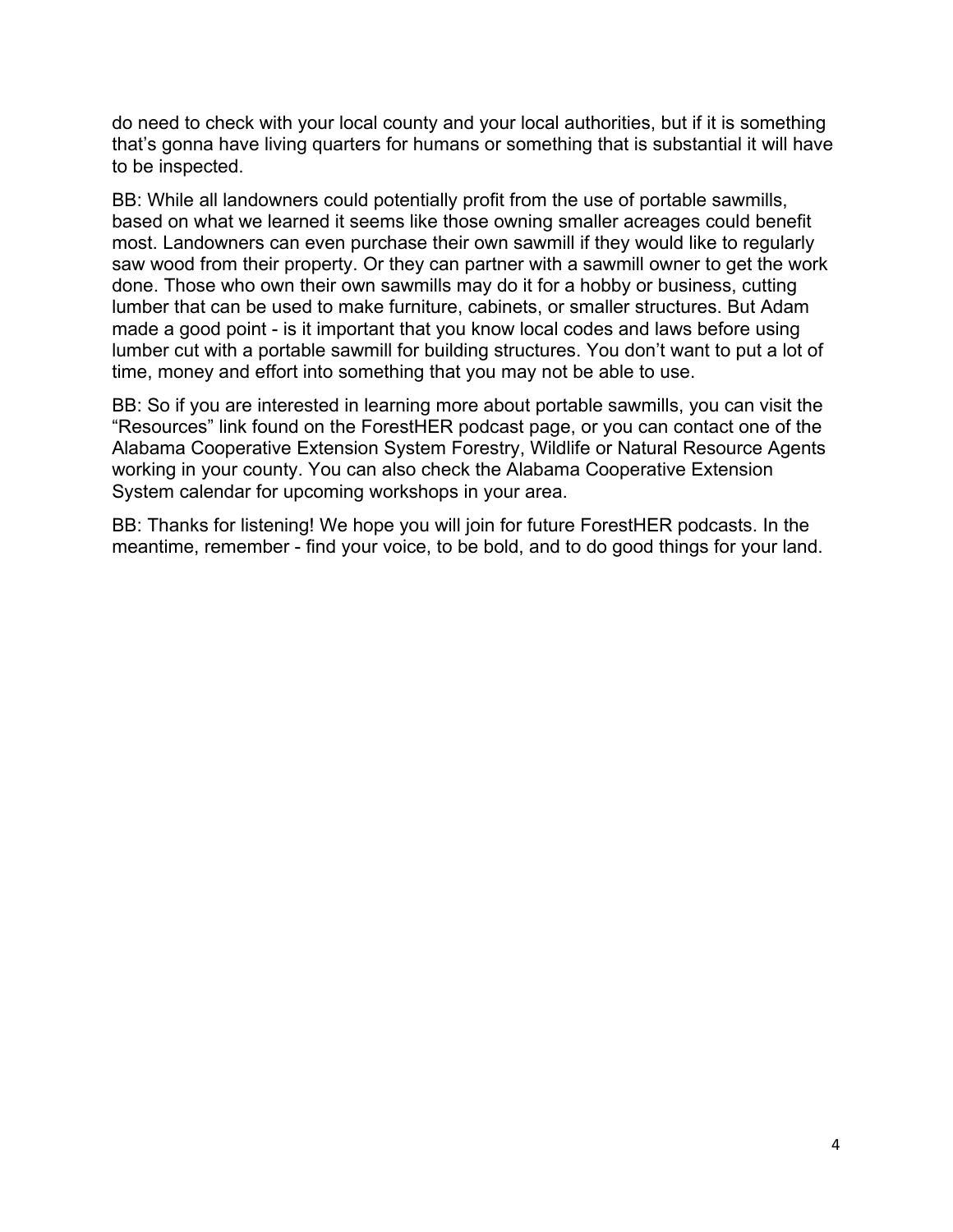do need to check with your local county and your local authorities, but if it is something that's gonna have living quarters for humans or something that is substantial it will have to be inspected.

BB: While all landowners could potentially profit from the use of portable sawmills, based on what we learned it seems like those owning smaller acreages could benefit most. Landowners can even purchase their own sawmill if they would like to regularly saw wood from their property. Or they can partner with a sawmill owner to get the work done. Those who own their own sawmills may do it for a hobby or business, cutting lumber that can be used to make furniture, cabinets, or smaller structures. But Adam made a good point - is it important that you know local codes and laws before using lumber cut with a portable sawmill for building structures. You don't want to put a lot of time, money and effort into something that you may not be able to use.

BB: So if you are interested in learning more about portable sawmills, you can visit the "Resources" link found on the ForestHER podcast page, or you can contact one of the Alabama Cooperative Extension System Forestry, Wildlife or Natural Resource Agents working in your county. You can also check the Alabama Cooperative Extension System calendar for upcoming workshops in your area.

BB: Thanks for listening! We hope you will join for future ForestHER podcasts. In the meantime, remember - find your voice, to be bold, and to do good things for your land.